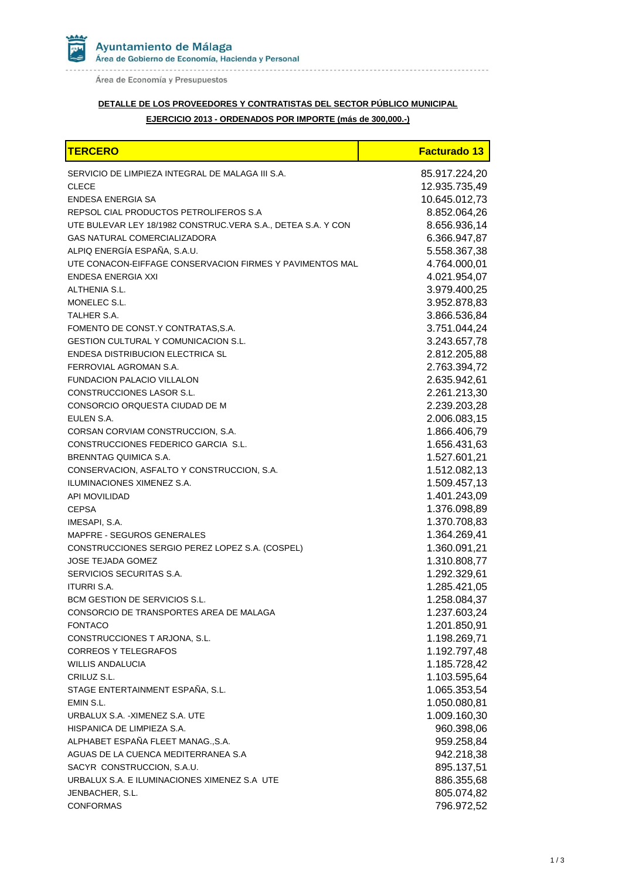Ayuntamiento de Málaga
Área de Gobierno de Economía, Hacienda y Personal

Área de Economía y Presupuestos

**DETALLE DE LOS PROVEEDORES Y CONTRATISTAS DEL SECTOR PÚBLICO MUNICIPAL**

**EJERCICIO 2013 - ORDENADOS POR IMPORTE (más de 300,000.-)**

| TERCERO | Facturado 13 |
|---|---:|
| SERVICIO DE LIMPIEZA INTEGRAL DE MALAGA III S.A. | 85.917.224,20 |
| CLECE | 12.935.735,49 |
| ENDESA ENERGIA SA | 10.645.012,73 |
| REPSOL CIAL PRODUCTOS PETROLIFEROS S.A | 8.852.064,26 |
| UTE BULEVAR LEY 18/1982 CONSTRUC.VERA S.A., DETEA S.A. Y CON | 8.656.936,14 |
| GAS NATURAL COMERCIALIZADORA | 6.366.947,87 |
| ALPIQ ENERGÍA ESPAÑA, S.A.U. | 5.558.367,38 |
| UTE CONACON-EIFFAGE CONSERVACION FIRMES Y PAVIMENTOS MAL | 4.764.000,01 |
| ENDESA ENERGIA XXI | 4.021.954,07 |
| ALTHENIA S.L. | 3.979.400,25 |
| MONELEC S.L. | 3.952.878,83 |
| TALHER S.A. | 3.866.536,84 |
| FOMENTO DE CONST.Y CONTRATAS,S.A. | 3.751.044,24 |
| GESTION CULTURAL Y COMUNICACION S.L. | 3.243.657,78 |
| ENDESA DISTRIBUCION ELECTRICA SL | 2.812.205,88 |
| FERROVIAL AGROMAN S.A. | 2.763.394,72 |
| FUNDACION PALACIO VILLALON | 2.635.942,61 |
| CONSTRUCCIONES LASOR S.L. | 2.261.213,30 |
| CONSORCIO ORQUESTA CIUDAD DE M | 2.239.203,28 |
| EULEN S.A. | 2.006.083,15 |
| CORSAN CORVIAM CONSTRUCCION, S.A. | 1.866.406,79 |
| CONSTRUCCIONES FEDERICO GARCIA S.L. | 1.656.431,63 |
| BRENNTAG QUIMICA S.A. | 1.527.601,21 |
| CONSERVACION, ASFALTO Y CONSTRUCCION, S.A. | 1.512.082,13 |
| ILUMINACIONES XIMENEZ S.A. | 1.509.457,13 |
| API MOVILIDAD | 1.401.243,09 |
| CEPSA | 1.376.098,89 |
| IMESAPI, S.A. | 1.370.708,83 |
| MAPFRE - SEGUROS GENERALES | 1.364.269,41 |
| CONSTRUCCIONES SERGIO PEREZ LOPEZ S.A. (COSPEL) | 1.360.091,21 |
| JOSE TEJADA GOMEZ | 1.310.808,77 |
| SERVICIOS SECURITAS S.A. | 1.292.329,61 |
| ITURRI S.A. | 1.285.421,05 |
| BCM GESTION DE SERVICIOS S.L. | 1.258.084,37 |
| CONSORCIO DE TRANSPORTES AREA DE MALAGA | 1.237.603,24 |
| FONTACO | 1.201.850,91 |
| CONSTRUCCIONES T ARJONA, S.L. | 1.198.269,71 |
| CORREOS Y TELEGRAFOS | 1.192.797,48 |
| WILLIS ANDALUCIA | 1.185.728,42 |
| CRILUZ S.L. | 1.103.595,64 |
| STAGE ENTERTAINMENT ESPAÑA, S.L. | 1.065.353,54 |
| EMIN S.L. | 1.050.080,81 |
| URBALUX S.A. -XIMENEZ S.A. UTE | 1.009.160,30 |
| HISPANICA DE LIMPIEZA S.A. | 960.398,06 |
| ALPHABET ESPAÑA FLEET MANAG.,S.A. | 959.258,84 |
| AGUAS DE LA CUENCA MEDITERRANEA S.A | 942.218,38 |
| SACYR CONSTRUCCION, S.A.U. | 895.137,51 |
| URBALUX S.A. E ILUMINACIONES XIMENEZ S.A UTE | 886.355,68 |
| JENBACHER, S.L. | 805.074,82 |
| CONFORMAS | 796.972,52 |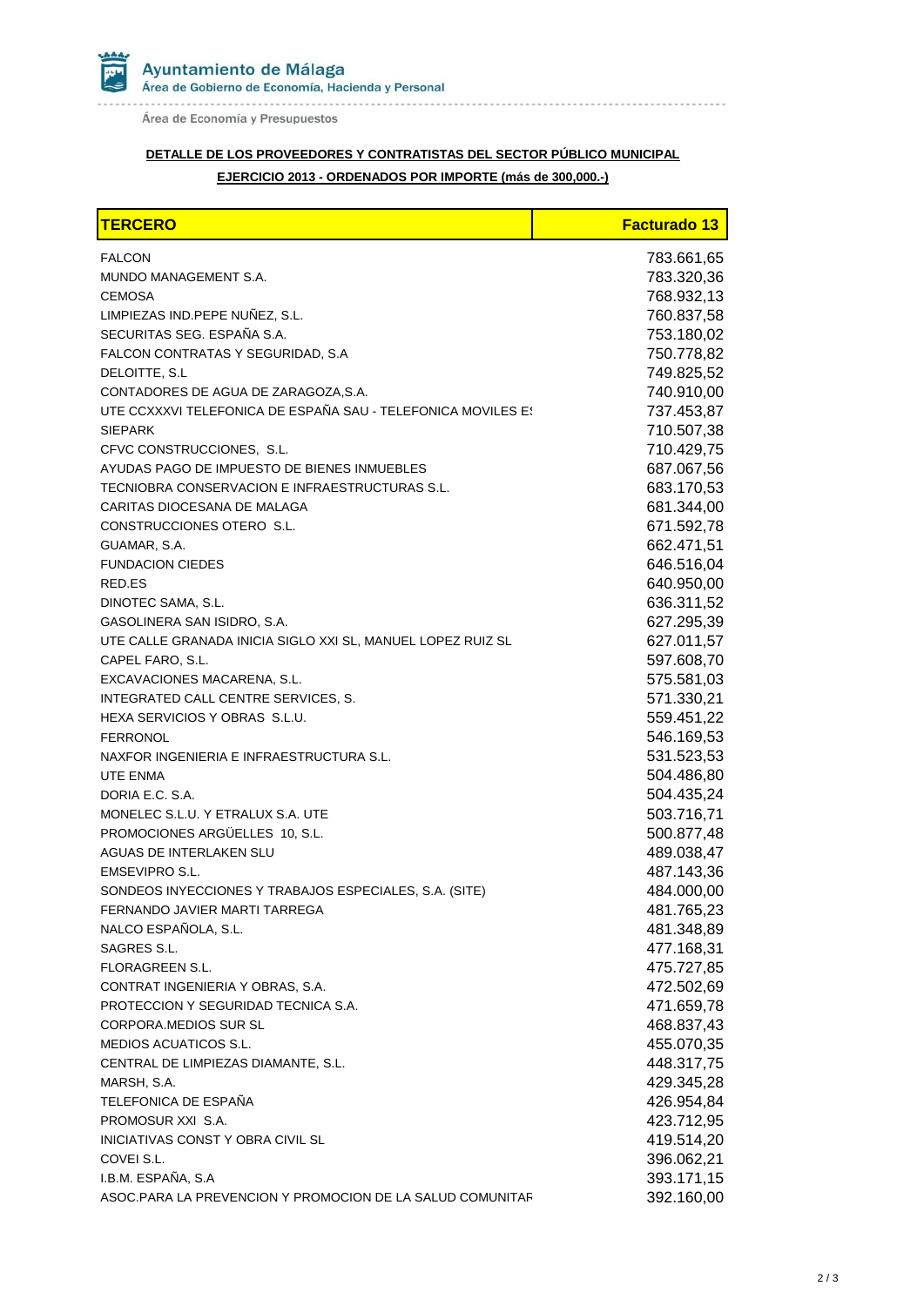Ayuntamiento de Málaga
Área de Gobierno de Economía, Hacienda y Personal

Área de Economía y Presupuestos

**DETALLE DE LOS PROVEEDORES Y CONTRATISTAS DEL SECTOR PÚBLICO MUNICIPAL**

**EJERCICIO 2013 - ORDENADOS POR IMPORTE (más de 300,000.-)**

| TERCERO | Facturado 13 |
|---|---|
| FALCON | 783.661,65 |
| MUNDO MANAGEMENT S.A. | 783.320,36 |
| CEMOSA | 768.932,13 |
| LIMPIEZAS IND.PEPE NUÑEZ, S.L. | 760.837,58 |
| SECURITAS SEG. ESPAÑA S.A. | 753.180,02 |
| FALCON CONTRATAS Y SEGURIDAD, S.A | 750.778,82 |
| DELOITTE, S.L | 749.825,52 |
| CONTADORES DE AGUA DE ZARAGOZA,S.A. | 740.910,00 |
| UTE CCXXXVI TELEFONICA DE ESPAÑA SAU - TELEFONICA MOVILES ES | 737.453,87 |
| SIEPARK | 710.507,38 |
| CFVC CONSTRUCCIONES, S.L. | 710.429,75 |
| AYUDAS PAGO DE IMPUESTO DE BIENES INMUEBLES | 687.067,56 |
| TECNIOBRA CONSERVACION E INFRAESTRUCTURAS S.L. | 683.170,53 |
| CARITAS DIOCESANA DE MALAGA | 681.344,00 |
| CONSTRUCCIONES OTERO S.L. | 671.592,78 |
| GUAMAR, S.A. | 662.471,51 |
| FUNDACION CIEDES | 646.516,04 |
| RED.ES | 640.950,00 |
| DINOTEC SAMA, S.L. | 636.311,52 |
| GASOLINERA SAN ISIDRO, S.A. | 627.295,39 |
| UTE CALLE GRANADA INICIA SIGLO XXI SL, MANUEL LOPEZ RUIZ SL | 627.011,57 |
| CAPEL FARO, S.L. | 597.608,70 |
| EXCAVACIONES MACARENA, S.L. | 575.581,03 |
| INTEGRATED CALL CENTRE SERVICES, S. | 571.330,21 |
| HEXA SERVICIOS Y OBRAS S.L.U. | 559.451,22 |
| FERRONOL | 546.169,53 |
| NAXFOR INGENIERIA E INFRAESTRUCTURA S.L. | 531.523,53 |
| UTE ENMA | 504.486,80 |
| DORIA E.C. S.A. | 504.435,24 |
| MONELEC S.L.U. Y ETRALUX S.A. UTE | 503.716,71 |
| PROMOCIONES ARGÜELLES 10, S.L. | 500.877,48 |
| AGUAS DE INTERLAKEN SLU | 489.038,47 |
| EMSEVIPRO S.L. | 487.143,36 |
| SONDEOS INYECCIONES Y TRABAJOS ESPECIALES, S.A. (SITE) | 484.000,00 |
| FERNANDO JAVIER MARTI TARREGA | 481.765,23 |
| NALCO ESPAÑOLA, S.L. | 481.348,89 |
| SAGRES S.L. | 477.168,31 |
| FLORAGREEN S.L. | 475.727,85 |
| CONTRAT INGENIERIA Y OBRAS, S.A. | 472.502,69 |
| PROTECCION Y SEGURIDAD TECNICA S.A. | 471.659,78 |
| CORPORA.MEDIOS SUR SL | 468.837,43 |
| MEDIOS ACUATICOS S.L. | 455.070,35 |
| CENTRAL DE LIMPIEZAS DIAMANTE, S.L. | 448.317,75 |
| MARSH, S.A. | 429.345,28 |
| TELEFONICA DE ESPAÑA | 426.954,84 |
| PROMOSUR XXI S.A. | 423.712,95 |
| INICIATIVAS CONST Y OBRA CIVIL SL | 419.514,20 |
| COVEI S.L. | 396.062,21 |
| I.B.M. ESPAÑA, S.A | 393.171,15 |
| ASOC.PARA LA PREVENCION Y PROMOCION DE LA SALUD COMUNITAR | 392.160,00 |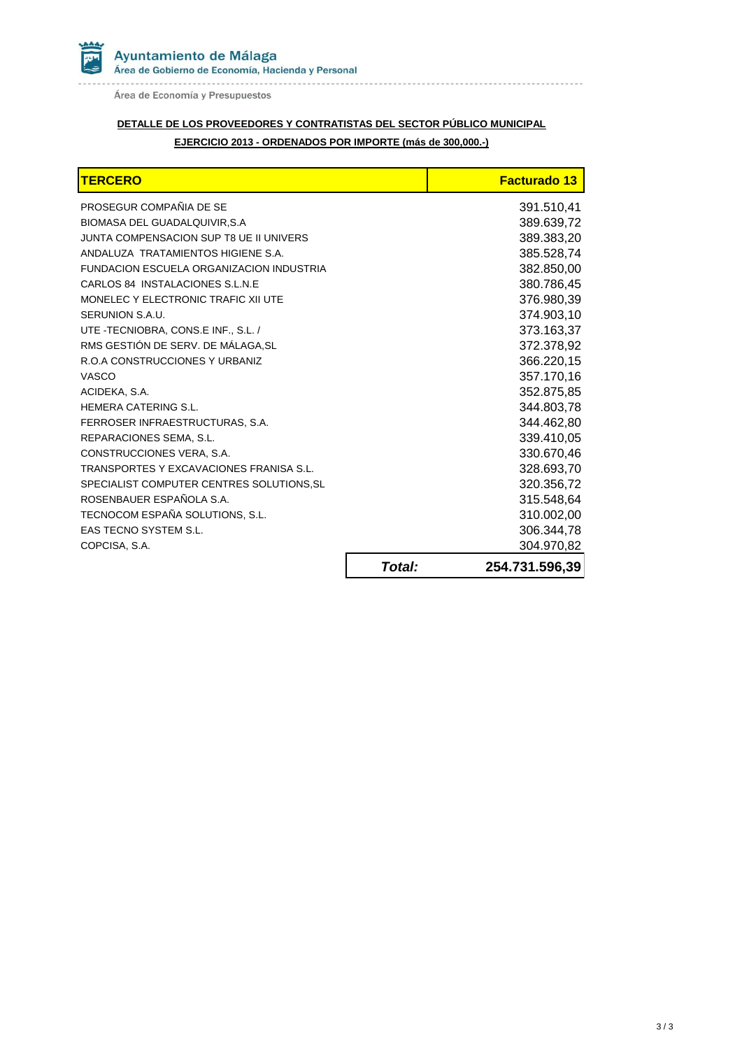Ayuntamiento de Málaga
Área de Gobierno de Economía, Hacienda y Personal

Área de Economía y Presupuestos

**DETALLE DE LOS PROVEEDORES Y CONTRATISTAS DEL SECTOR PÚBLICO MUNICIPAL**

**EJERCICIO 2013 - ORDENADOS POR IMPORTE (más de 300,000.-)**

| TERCERO | Facturado 13 |
|---|---|
| PROSEGUR COMPAÑIA DE SE | 391.510,41 |
| BIOMASA DEL GUADALQUIVIR,S.A | 389.639,72 |
| JUNTA COMPENSACION SUP T8 UE II UNIVERS | 389.383,20 |
| ANDALUZA TRATAMIENTOS HIGIENE S.A. | 385.528,74 |
| FUNDACION ESCUELA ORGANIZACION INDUSTRIA | 382.850,00 |
| CARLOS 84 INSTALACIONES S.L.N.E | 380.786,45 |
| MONELEC Y ELECTRONIC TRAFIC XII UTE | 376.980,39 |
| SERUNION S.A.U. | 374.903,10 |
| UTE -TECNIOBRA, CONS.E INF., S.L. / | 373.163,37 |
| RMS GESTIÓN DE SERV. DE MÁLAGA,SL | 372.378,92 |
| R.O.A CONSTRUCCIONES Y URBANIZ | 366.220,15 |
| VASCO | 357.170,16 |
| ACIDEKA, S.A. | 352.875,85 |
| HEMERA CATERING S.L. | 344.803,78 |
| FERROSER INFRAESTRUCTURAS, S.A. | 344.462,80 |
| REPARACIONES SEMA, S.L. | 339.410,05 |
| CONSTRUCCIONES VERA, S.A. | 330.670,46 |
| TRANSPORTES Y EXCAVACIONES FRANISA S.L. | 328.693,70 |
| SPECIALIST COMPUTER CENTRES SOLUTIONS,SL | 320.356,72 |
| ROSENBAUER ESPAÑOLA S.A. | 315.548,64 |
| TECNOCOM ESPAÑA SOLUTIONS, S.L. | 310.002,00 |
| EAS TECNO SYSTEM S.L. | 306.344,78 |
| COPCISA, S.A. | 304.970,82 |
| ***Total:*** | **254.731.596,39** |